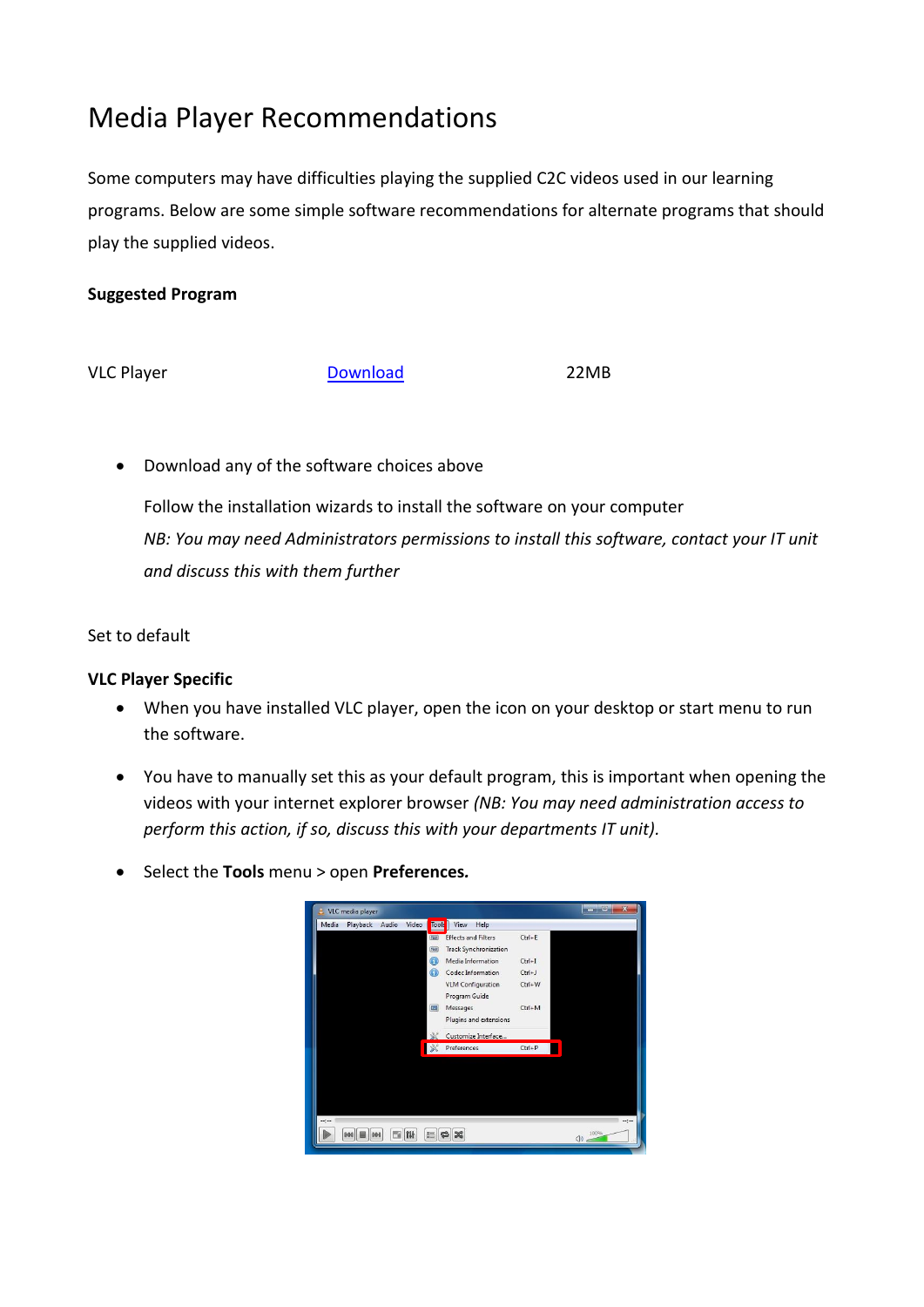# Media Player Recommendations

Some computers may have difficulties playing the supplied C2C videos used in our learning programs. Below are some simple software recommendations for alternate programs that should play the supplied videos.

**Suggested Program**

| VLC Player | Download | 22MB |
| --- | --- | --- |

- Download any of the software choices above

  Follow the installation wizards to install the software on your computer

  *NB: You may need Administrators permissions to install this software, contact your IT unit and discuss this with them further*

Set to default

**VLC Player Specific**

- When you have installed VLC player, open the icon on your desktop or start menu to run the software.
- You have to manually set this as your default program, this is important when opening the videos with your internet explorer browser *(NB: You may need administration access to perform this action, if so, discuss this with your departments IT unit).*
- Select the **Tools** menu > open **Preferences.**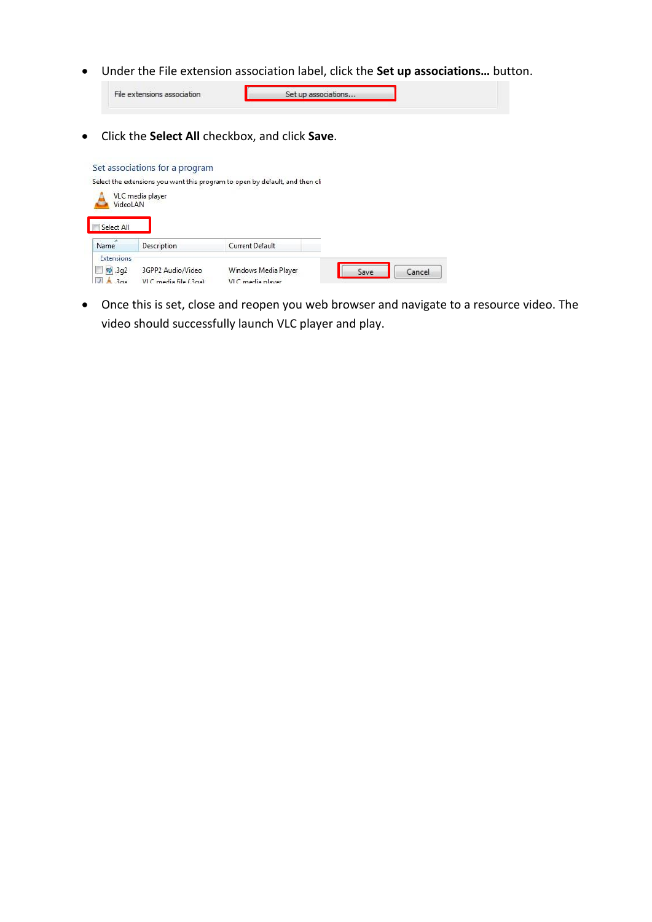- Under the File extension association label, click the **Set up associations…** button.

- Click the **Select All** checkbox, and click **Save**.

- Once this is set, close and reopen you web browser and navigate to a resource video. The video should successfully launch VLC player and play.